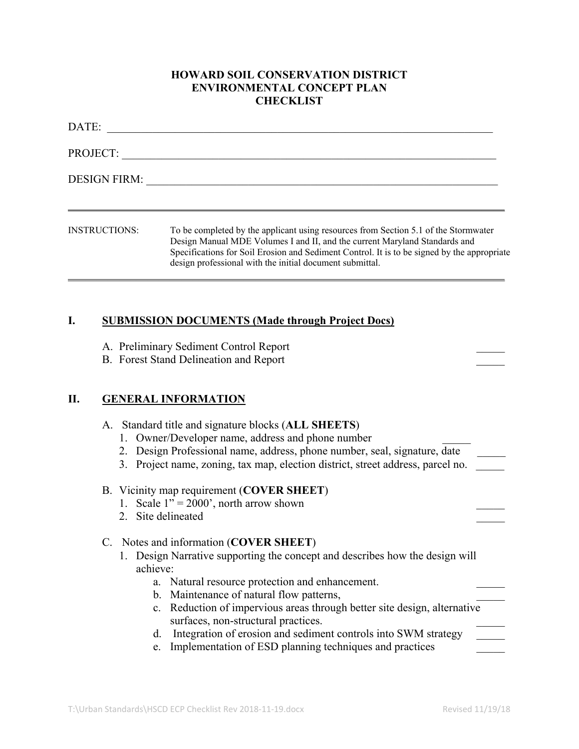# HOWARD SOIL CONSERVATION DISTRICT
# ENVIRONMENTAL CONCEPT PLAN
# CHECKLIST

DATE: ______________________________________________________________________

PROJECT: ___________________________________________________________________

DESIGN FIRM: _______________________________________________________________

---

INSTRUCTIONS: To be completed by the applicant using resources from Section 5.1 of the Stormwater Design Manual MDE Volumes I and II, and the current Maryland Standards and Specifications for Soil Erosion and Sediment Control. It is to be signed by the appropriate design professional with the initial document submittal.

---

## I. SUBMISSION DOCUMENTS (Made through Project Docs)

A. Preliminary Sediment Control Report _____

B. Forest Stand Delineation and Report _____

## II. GENERAL INFORMATION

A. Standard title and signature blocks (**ALL SHEETS**)

1. Owner/Developer name, address and phone number _____
2. Design Professional name, address, phone number, seal, signature, date _____
3. Project name, zoning, tax map, election district, street address, parcel no. _____

B. Vicinity map requirement (**COVER SHEET**)

1. Scale 1" = 2000', north arrow shown _____
2. Site delineated _____

C. Notes and information (**COVER SHEET**)

1. Design Narrative supporting the concept and describes how the design will achieve:
   a. Natural resource protection and enhancement. _____
   b. Maintenance of natural flow patterns, _____
   c. Reduction of impervious areas through better site design, alternative surfaces, non-structural practices. _____
   d. Integration of erosion and sediment controls into SWM strategy _____
   e. Implementation of ESD planning techniques and practices _____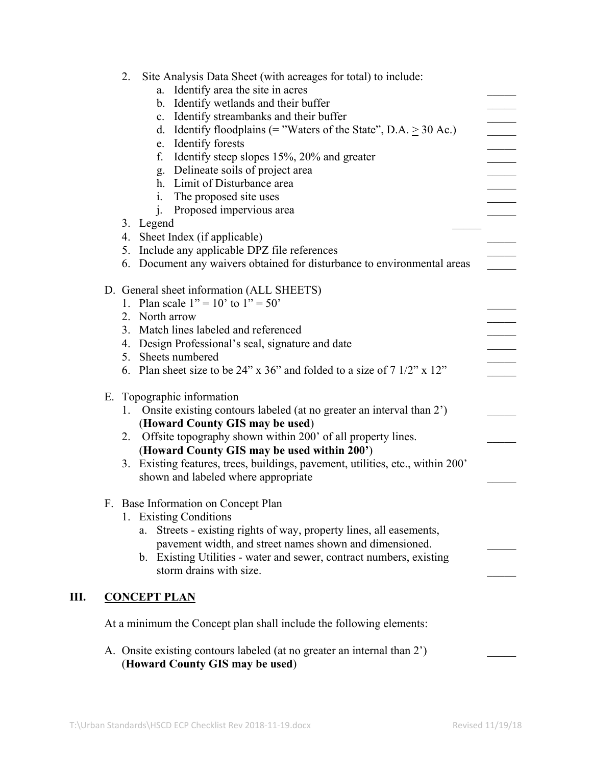2. Site Analysis Data Sheet (with acreages for total) to include:
    a. Identify area the site in acres _____
    b. Identify wetlands and their buffer _____
    c. Identify streambanks and their buffer _____
    d. Identify floodplains (= "Waters of the State", D.A. $\geq$ 30 Ac.) _____
    e. Identify forests _____
    f. Identify steep slopes 15%, 20% and greater _____
    g. Delineate soils of project area _____
    h. Limit of Disturbance area _____
    i. The proposed site uses _____
    j. Proposed impervious area _____
3. Legend _____
4. Sheet Index (if applicable) _____
5. Include any applicable DPZ file references _____
6. Document any waivers obtained for disturbance to environmental areas _____

D. General sheet information (ALL SHEETS)
1. Plan scale 1" = 10' to 1" = 50' _____
2. North arrow _____
3. Match lines labeled and referenced _____
4. Design Professional's seal, signature and date _____
5. Sheets numbered _____
6. Plan sheet size to be 24" x 36" and folded to a size of 7 1/2" x 12" _____

E. Topographic information
1. Onsite existing contours labeled (at no greater an interval than 2') (**Howard County GIS may be used**) _____
2. Offsite topography shown within 200' of all property lines. (**Howard County GIS may be used within 200'**) _____
3. Existing features, trees, buildings, pavement, utilities, etc., within 200' shown and labeled where appropriate _____

F. Base Information on Concept Plan
1. Existing Conditions
    a. Streets - existing rights of way, property lines, all easements, pavement width, and street names shown and dimensioned. _____
    b. Existing Utilities - water and sewer, contract numbers, existing storm drains with size. _____

## III. CONCEPT PLAN

At a minimum the Concept plan shall include the following elements:

A. Onsite existing contours labeled (at no greater an internal than 2') (**Howard County GIS may be used**) _____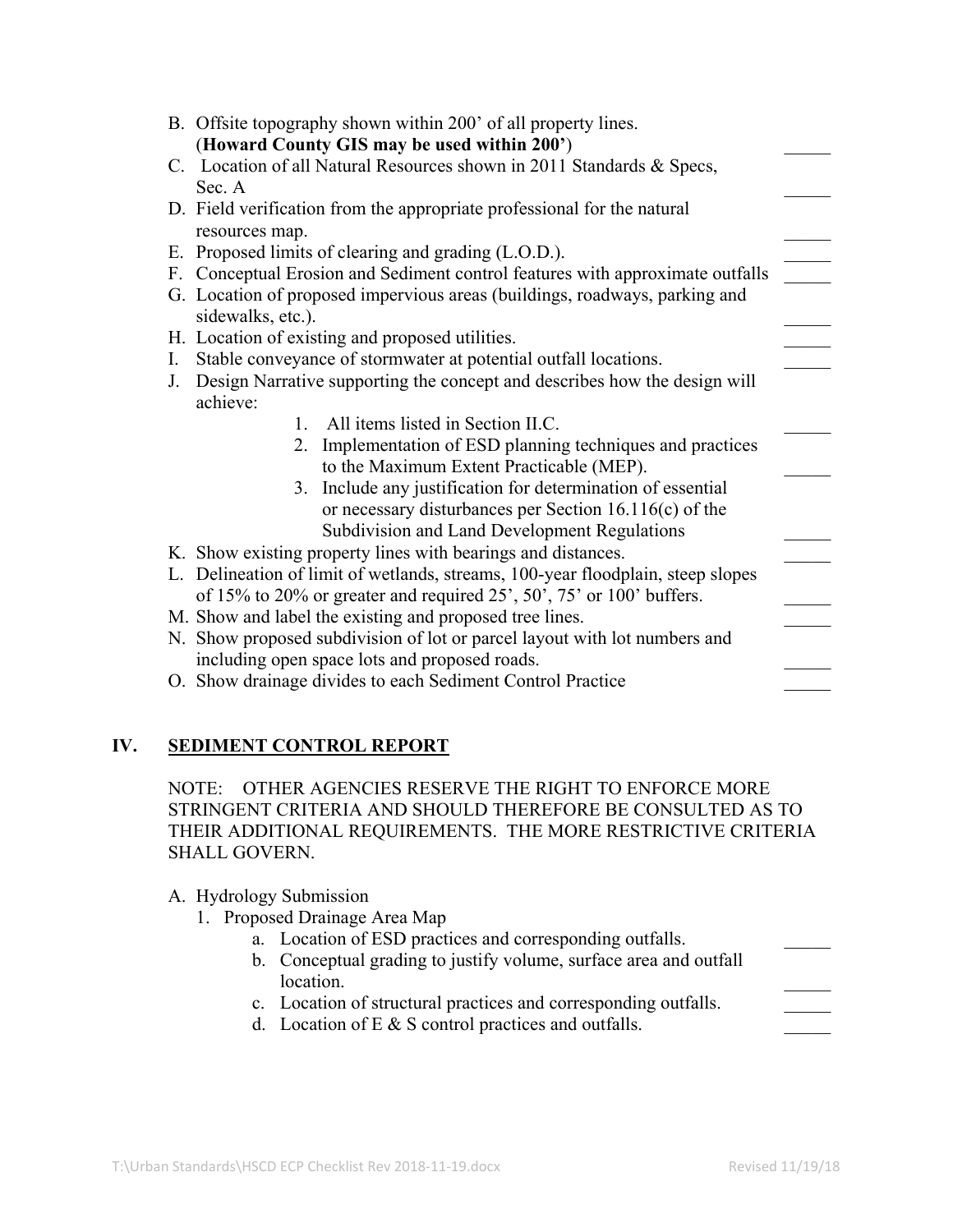B. Offsite topography shown within 200' of all property lines. (**Howard County GIS may be used within 200'**) _____
C. Location of all Natural Resources shown in 2011 Standards & Specs, Sec. A _____
D. Field verification from the appropriate professional for the natural resources map. _____
E. Proposed limits of clearing and grading (L.O.D.). _____
F. Conceptual Erosion and Sediment control features with approximate outfalls _____
G. Location of proposed impervious areas (buildings, roadways, parking and sidewalks, etc.). _____
H. Location of existing and proposed utilities. _____
I. Stable conveyance of stormwater at potential outfall locations. _____
J. Design Narrative supporting the concept and describes how the design will achieve:
    1. All items listed in Section II.C. _____
    2. Implementation of ESD planning techniques and practices to the Maximum Extent Practicable (MEP). _____
    3. Include any justification for determination of essential or necessary disturbances per Section 16.116(c) of the Subdivision and Land Development Regulations _____
K. Show existing property lines with bearings and distances. _____
L. Delineation of limit of wetlands, streams, 100-year floodplain, steep slopes of 15% to 20% or greater and required 25', 50', 75' or 100' buffers. _____
M. Show and label the existing and proposed tree lines. _____
N. Show proposed subdivision of lot or parcel layout with lot numbers and including open space lots and proposed roads. _____
O. Show drainage divides to each Sediment Control Practice _____

## IV. SEDIMENT CONTROL REPORT

NOTE: OTHER AGENCIES RESERVE THE RIGHT TO ENFORCE MORE STRINGENT CRITERIA AND SHOULD THEREFORE BE CONSULTED AS TO THEIR ADDITIONAL REQUIREMENTS. THE MORE RESTRICTIVE CRITERIA SHALL GOVERN.

A. Hydrology Submission
   1. Proposed Drainage Area Map
      a. Location of ESD practices and corresponding outfalls. _____
      b. Conceptual grading to justify volume, surface area and outfall location. _____
      c. Location of structural practices and corresponding outfalls. _____
      d. Location of E & S control practices and outfalls. _____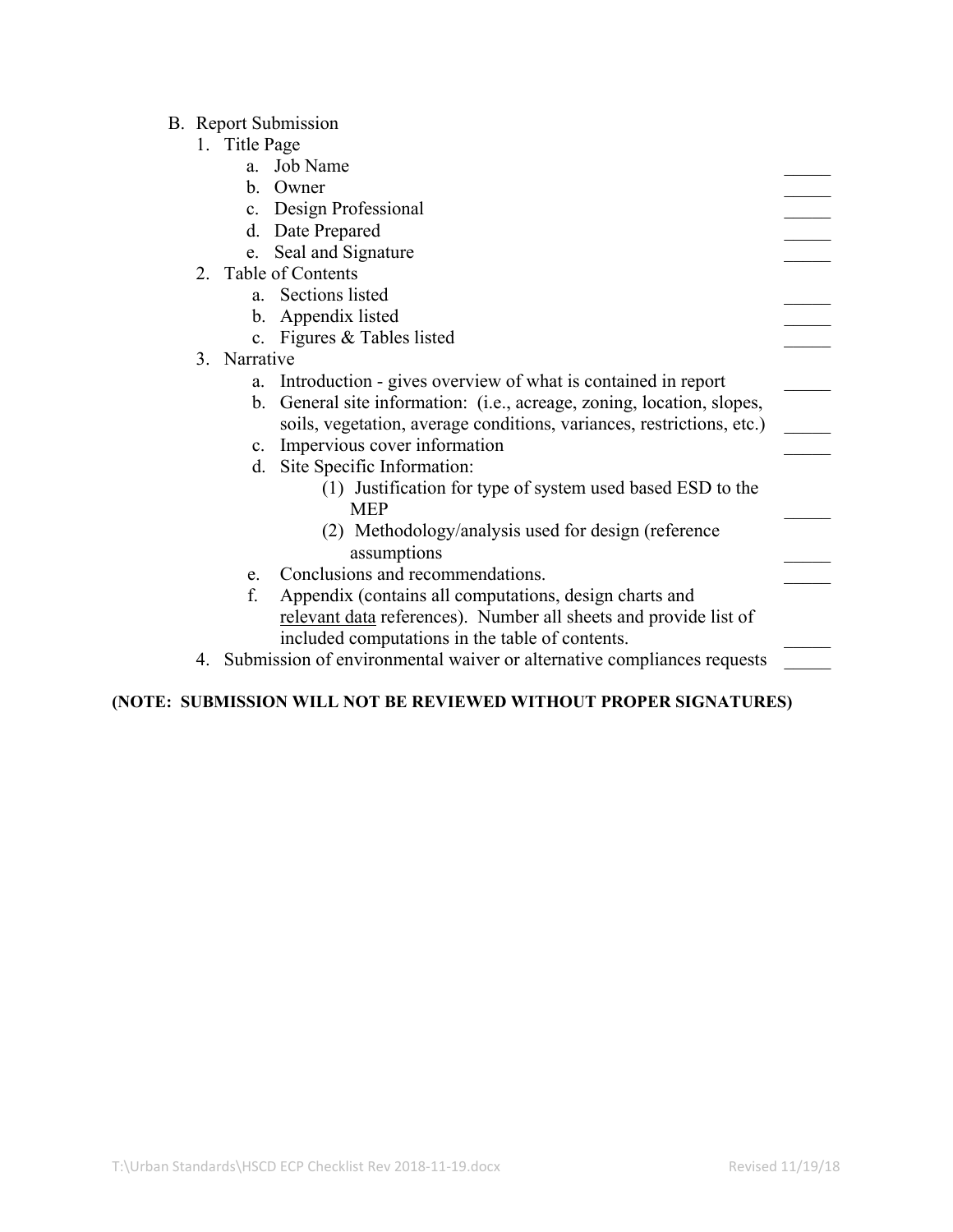B. Report Submission
   1. Title Page
      a. Job Name ______
      b. Owner ______
      c. Design Professional ______
      d. Date Prepared ______
      e. Seal and Signature ______
   2. Table of Contents
      a. Sections listed ______
      b. Appendix listed ______
      c. Figures & Tables listed ______
   3. Narrative
      a. Introduction - gives overview of what is contained in report ______
      b. General site information: (i.e., acreage, zoning, location, slopes, soils, vegetation, average conditions, variances, restrictions, etc.) ______
      c. Impervious cover information ______
      d. Site Specific Information:
         (1) Justification for type of system used based ESD to the MEP ______
         (2) Methodology/analysis used for design (reference assumptions ______
      e. Conclusions and recommendations. ______
      f. Appendix (contains all computations, design charts and <u>relevant data</u> references). Number all sheets and provide list of included computations in the table of contents. ______
   4. Submission of environmental waiver or alternative compliances requests ______

**(NOTE: SUBMISSION WILL NOT BE REVIEWED WITHOUT PROPER SIGNATURES)**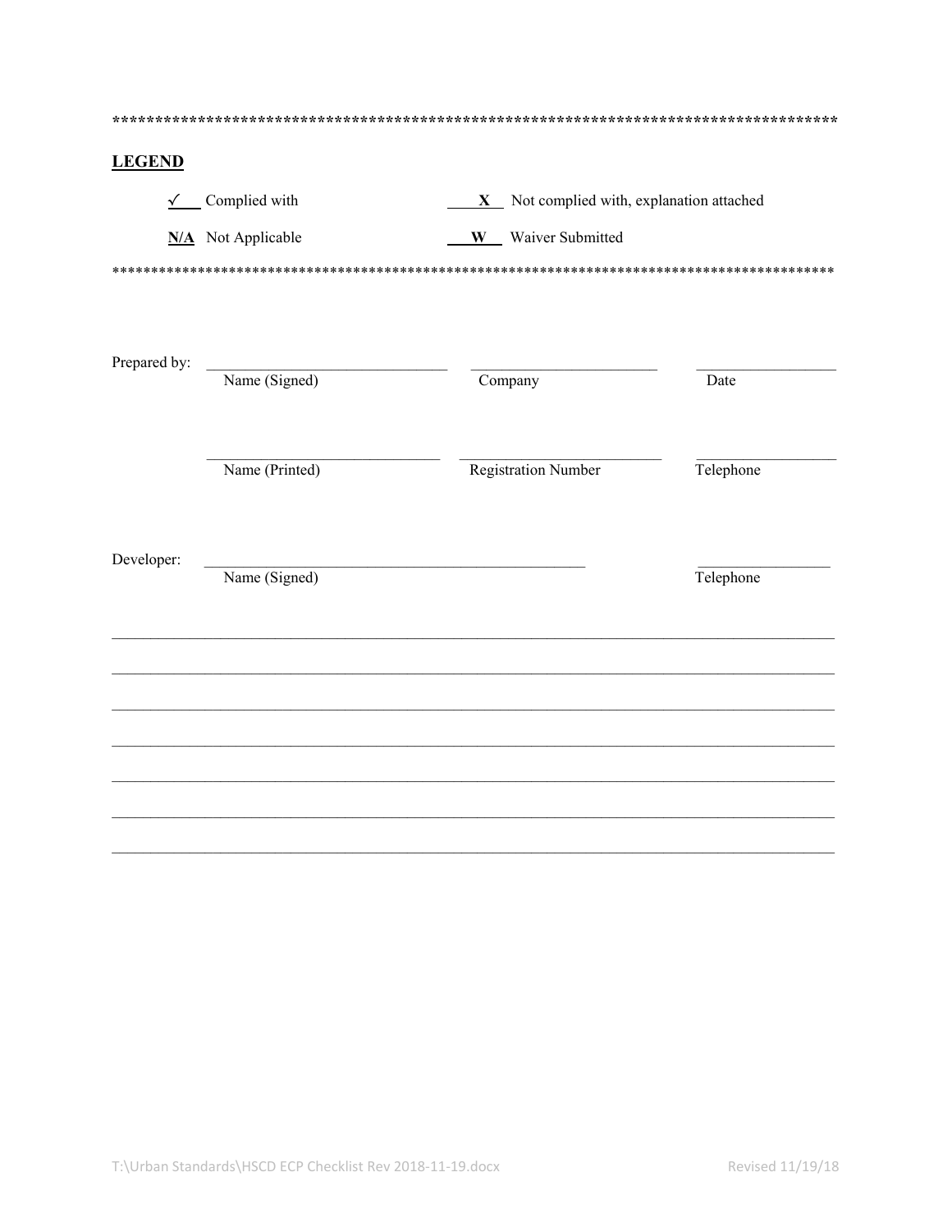**********************************************************************************************

**LEGEND**

✓ ___ Complied with

___X___ Not complied with, explanation attached

**N/A** Not Applicable

___W___ Waiver Submitted

**********************************************************************************************

Prepared by:

| | | |
|---|---|---|
| Name (Signed) | Company | Date |
| Name (Printed) | Registration Number | Telephone |

Developer:

| | |
|---|---|
| Name (Signed) | Telephone |

_____________________________________________________________________________________

_____________________________________________________________________________________

_____________________________________________________________________________________

_____________________________________________________________________________________

_____________________________________________________________________________________

_____________________________________________________________________________________

_____________________________________________________________________________________

T:\Urban Standards\HSCD ECP Checklist Rev 2018-11-19.docx

Revised 11/19/18